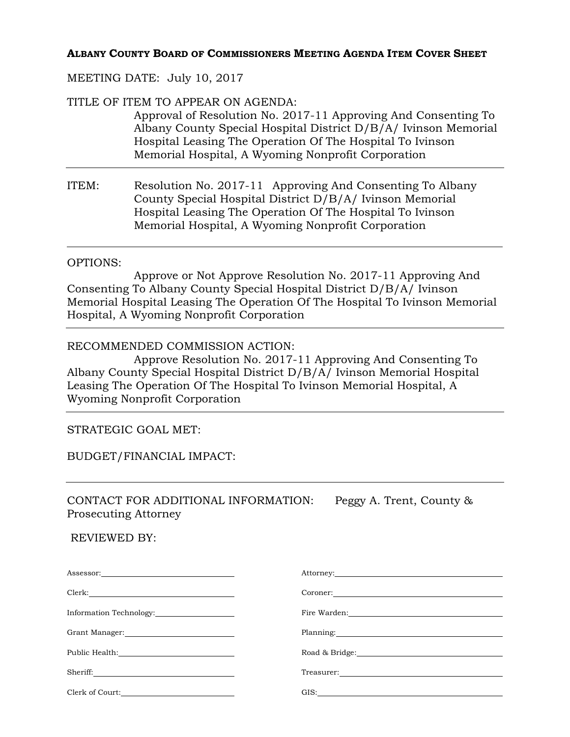**ALBANY COUNTY BOARD OF COMMISSIONERS MEETING AGENDA ITEM COVER SHEET**

MEETING DATE: July 10, 2017

TITLE OF ITEM TO APPEAR ON AGENDA:
Approval of Resolution No. 2017-11 Approving And Consenting To Albany County Special Hospital District D/B/A/ Ivinson Memorial Hospital Leasing The Operation Of The Hospital To Ivinson Memorial Hospital, A Wyoming Nonprofit Corporation

---

ITEM: Resolution No. 2017-11 Approving And Consenting To Albany County Special Hospital District D/B/A/ Ivinson Memorial Hospital Leasing The Operation Of The Hospital To Ivinson Memorial Hospital, A Wyoming Nonprofit Corporation

---

OPTIONS:
Approve or Not Approve Resolution No. 2017-11 Approving And Consenting To Albany County Special Hospital District D/B/A/ Ivinson Memorial Hospital Leasing The Operation Of The Hospital To Ivinson Memorial Hospital, A Wyoming Nonprofit Corporation

---

RECOMMENDED COMMISSION ACTION:
Approve Resolution No. 2017-11 Approving And Consenting To Albany County Special Hospital District D/B/A/ Ivinson Memorial Hospital Leasing The Operation Of The Hospital To Ivinson Memorial Hospital, A Wyoming Nonprofit Corporation

---

STRATEGIC GOAL MET:

BUDGET/FINANCIAL IMPACT:

---

CONTACT FOR ADDITIONAL INFORMATION: Peggy A. Trent, County & Prosecuting Attorney

REVIEWED BY:

| | |
|---|---|
| Assessor: ______ | Attorney: ______ |
| Clerk: ______ | Coroner: ______ |
| Information Technology: ______ | Fire Warden: ______ |
| Grant Manager: ______ | Planning: ______ |
| Public Health: ______ | Road & Bridge: ______ |
| Sheriff: ______ | Treasurer: ______ |
| Clerk of Court: ______ | GIS: ______ |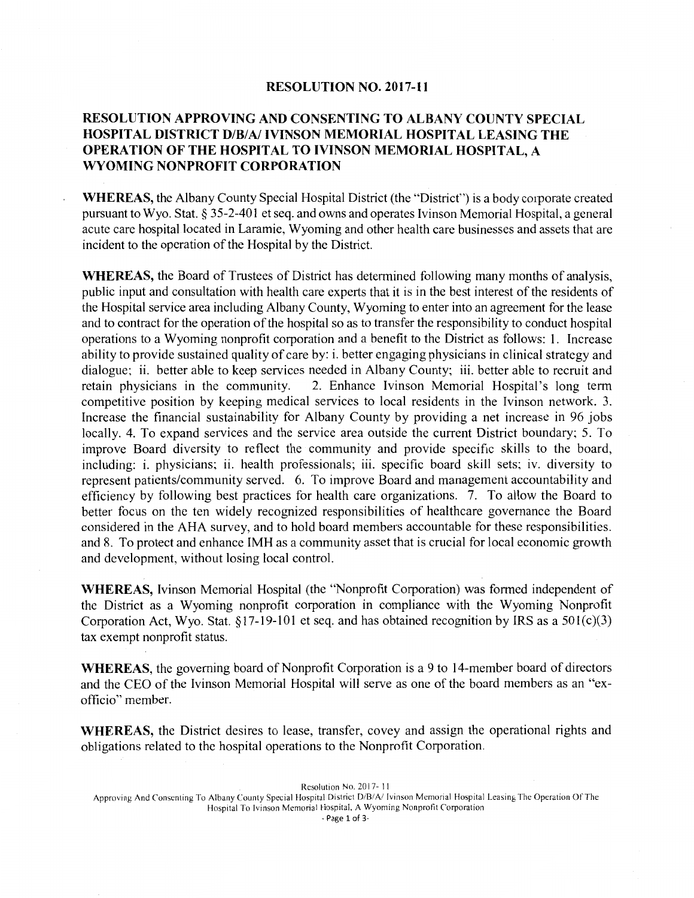# RESOLUTION NO. 2017-11

## RESOLUTION APPROVING AND CONSENTING TO ALBANY COUNTY SPECIAL HOSPITAL DISTRICT D/B/A/ IVINSON MEMORIAL HOSPITAL LEASING THE OPERATION OF THE HOSPITAL TO IVINSON MEMORIAL HOSPITAL, A WYOMING NONPROFIT CORPORATION

**WHEREAS,** the Albany County Special Hospital District (the "District") is a body corporate created pursuant to Wyo. Stat. § 35-2-401 et seq. and owns and operates Ivinson Memorial Hospital, a general acute care hospital located in Laramie, Wyoming and other health care businesses and assets that are incident to the operation of the Hospital by the District.

**WHEREAS,** the Board of Trustees of District has determined following many months of analysis, public input and consultation with health care experts that it is in the best interest of the residents of the Hospital service area including Albany County, Wyoming to enter into an agreement for the lease and to contract for the operation of the hospital so as to transfer the responsibility to conduct hospital operations to a Wyoming nonprofit corporation and a benefit to the District as follows: 1. Increase ability to provide sustained quality of care by: i. better engaging physicians in clinical strategy and dialogue; ii. better able to keep services needed in Albany County; iii. better able to recruit and retain physicians in the community. 2. Enhance Ivinson Memorial Hospital's long term competitive position by keeping medical services to local residents in the Ivinson network. 3. Increase the financial sustainability for Albany County by providing a net increase in 96 jobs locally. 4. To expand services and the service area outside the current District boundary; 5. To improve Board diversity to reflect the community and provide specific skills to the board, including: i. physicians; ii. health professionals; iii. specific board skill sets; iv. diversity to represent patients/community served. 6. To improve Board and management accountability and efficiency by following best practices for health care organizations. 7. To allow the Board to better focus on the ten widely recognized responsibilities of healthcare governance the Board considered in the AHA survey, and to hold board members accountable for these responsibilities. and 8. To protect and enhance IMH as a community asset that is crucial for local economic growth and development, without losing local control.

**WHEREAS,** Ivinson Memorial Hospital (the "Nonprofit Corporation) was formed independent of the District as a Wyoming nonprofit corporation in compliance with the Wyoming Nonprofit Corporation Act, Wyo. Stat. §17-19-101 et seq. and has obtained recognition by IRS as a 501(c)(3) tax exempt nonprofit status.

**WHEREAS,** the governing board of Nonprofit Corporation is a 9 to 14-member board of directors and the CEO of the Ivinson Memorial Hospital will serve as one of the board members as an "ex-officio" member.

**WHEREAS,** the District desires to lease, transfer, covey and assign the operational rights and obligations related to the hospital operations to the Nonprofit Corporation.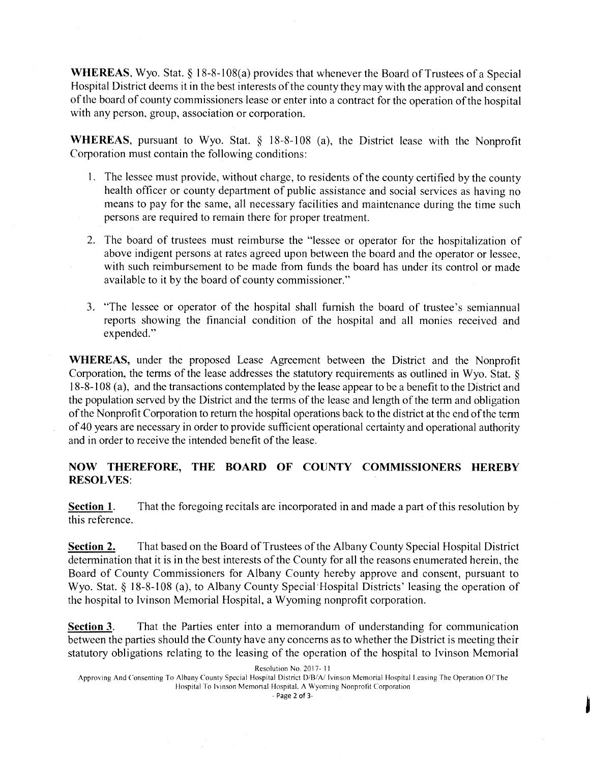**WHEREAS**, Wyo. Stat. § 18-8-108(a) provides that whenever the Board of Trustees of a Special Hospital District deems it in the best interests of the county they may with the approval and consent of the board of county commissioners lease or enter into a contract for the operation of the hospital with any person, group, association or corporation.

**WHEREAS**, pursuant to Wyo. Stat. § 18-8-108 (a), the District lease with the Nonprofit Corporation must contain the following conditions:

1. The lessee must provide, without charge, to residents of the county certified by the county health officer or county department of public assistance and social services as having no means to pay for the same, all necessary facilities and maintenance during the time such persons are required to remain there for proper treatment.

2. The board of trustees must reimburse the "lessee or operator for the hospitalization of above indigent persons at rates agreed upon between the board and the operator or lessee, with such reimbursement to be made from funds the board has under its control or made available to it by the board of county commissioner."

3. "The lessee or operator of the hospital shall furnish the board of trustee's semiannual reports showing the financial condition of the hospital and all monies received and expended."

**WHEREAS**, under the proposed Lease Agreement between the District and the Nonprofit Corporation, the terms of the lease addresses the statutory requirements as outlined in Wyo. Stat. § 18-8-108 (a), and the transactions contemplated by the lease appear to be a benefit to the District and the population served by the District and the terms of the lease and length of the term and obligation of the Nonprofit Corporation to return the hospital operations back to the district at the end of the term of 40 years are necessary in order to provide sufficient operational certainty and operational authority and in order to receive the intended benefit of the lease.

**NOW THEREFORE, THE BOARD OF COUNTY COMMISSIONERS HEREBY RESOLVES**:

**Section 1**. That the foregoing recitals are incorporated in and made a part of this resolution by this reference.

**Section 2.** That based on the Board of Trustees of the Albany County Special Hospital District determination that it is in the best interests of the County for all the reasons enumerated herein, the Board of County Commissioners for Albany County hereby approve and consent, pursuant to Wyo. Stat. § 18-8-108 (a), to Albany County Special Hospital Districts' leasing the operation of the hospital to Ivinson Memorial Hospital, a Wyoming nonprofit corporation.

**Section 3**. That the Parties enter into a memorandum of understanding for communication between the parties should the County have any concerns as to whether the District is meeting their statutory obligations relating to the leasing of the operation of the hospital to Ivinson Memorial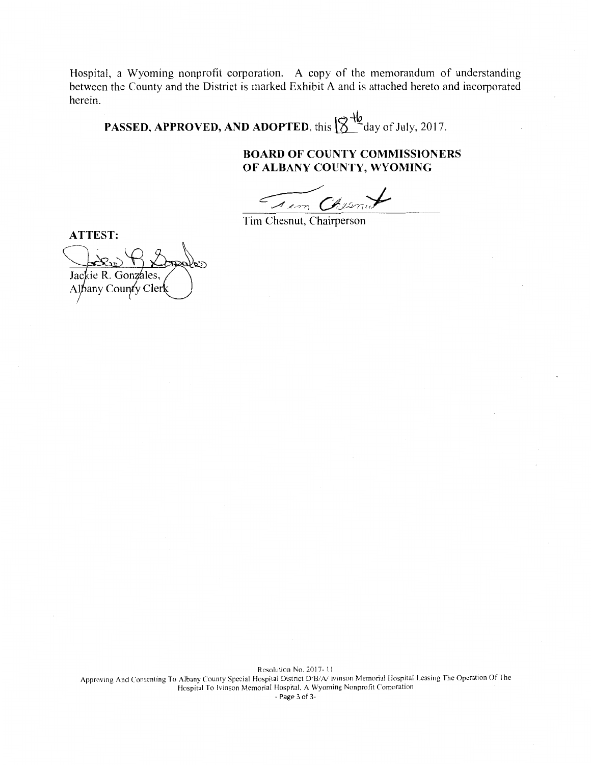Hospital, a Wyoming nonprofit corporation. A copy of the memorandum of understanding between the County and the District is marked Exhibit A and is attached hereto and incorporated herein.

**PASSED, APPROVED, AND ADOPTED**, this 18th day of July, 2017.

**BOARD OF COUNTY COMMISSIONERS OF ALBANY COUNTY, WYOMING**

Tim Chesnut, Chairperson

**ATTEST:**

Jackie R. Gonzales,
Albany County Clerk

Resolution No. 2017-11
Approving And Consenting To Albany County Special Hospital District D/B/A/ Ivinson Memorial Hospital Leasing The Operation Of The Hospital To Ivinson Memorial Hospital, A Wyoming Nonprofit Corporation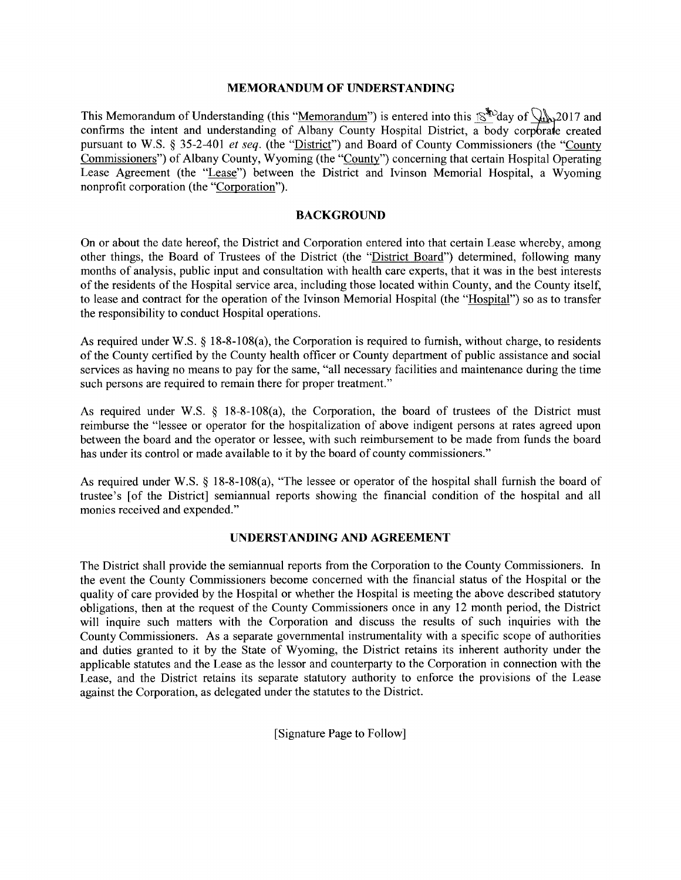## MEMORANDUM OF UNDERSTANDING

This Memorandum of Understanding (this "Memorandum") is entered into this 18th day of July, 2017 and confirms the intent and understanding of Albany County Hospital District, a body corporate created pursuant to W.S. § 35-2-401 *et seq*. (the "District") and Board of County Commissioners (the "County Commissioners") of Albany County, Wyoming (the "County") concerning that certain Hospital Operating Lease Agreement (the "Lease") between the District and Ivinson Memorial Hospital, a Wyoming nonprofit corporation (the "Corporation").

## BACKGROUND

On or about the date hereof, the District and Corporation entered into that certain Lease whereby, among other things, the Board of Trustees of the District (the "District Board") determined, following many months of analysis, public input and consultation with health care experts, that it was in the best interests of the residents of the Hospital service area, including those located within County, and the County itself, to lease and contract for the operation of the Ivinson Memorial Hospital (the "Hospital") so as to transfer the responsibility to conduct Hospital operations.

As required under W.S. § 18-8-108(a), the Corporation is required to furnish, without charge, to residents of the County certified by the County health officer or County department of public assistance and social services as having no means to pay for the same, "all necessary facilities and maintenance during the time such persons are required to remain there for proper treatment."

As required under W.S. § 18-8-108(a), the Corporation, the board of trustees of the District must reimburse the "lessee or operator for the hospitalization of above indigent persons at rates agreed upon between the board and the operator or lessee, with such reimbursement to be made from funds the board has under its control or made available to it by the board of county commissioners."

As required under W.S. § 18-8-108(a), "The lessee or operator of the hospital shall furnish the board of trustee's [of the District] semiannual reports showing the financial condition of the hospital and all monies received and expended."

## UNDERSTANDING AND AGREEMENT

The District shall provide the semiannual reports from the Corporation to the County Commissioners. In the event the County Commissioners become concerned with the financial status of the Hospital or the quality of care provided by the Hospital or whether the Hospital is meeting the above described statutory obligations, then at the request of the County Commissioners once in any 12 month period, the District will inquire such matters with the Corporation and discuss the results of such inquiries with the County Commissioners. As a separate governmental instrumentality with a specific scope of authorities and duties granted to it by the State of Wyoming, the District retains its inherent authority under the applicable statutes and the Lease as the lessor and counterparty to the Corporation in connection with the Lease, and the District retains its separate statutory authority to enforce the provisions of the Lease against the Corporation, as delegated under the statutes to the District.

[Signature Page to Follow]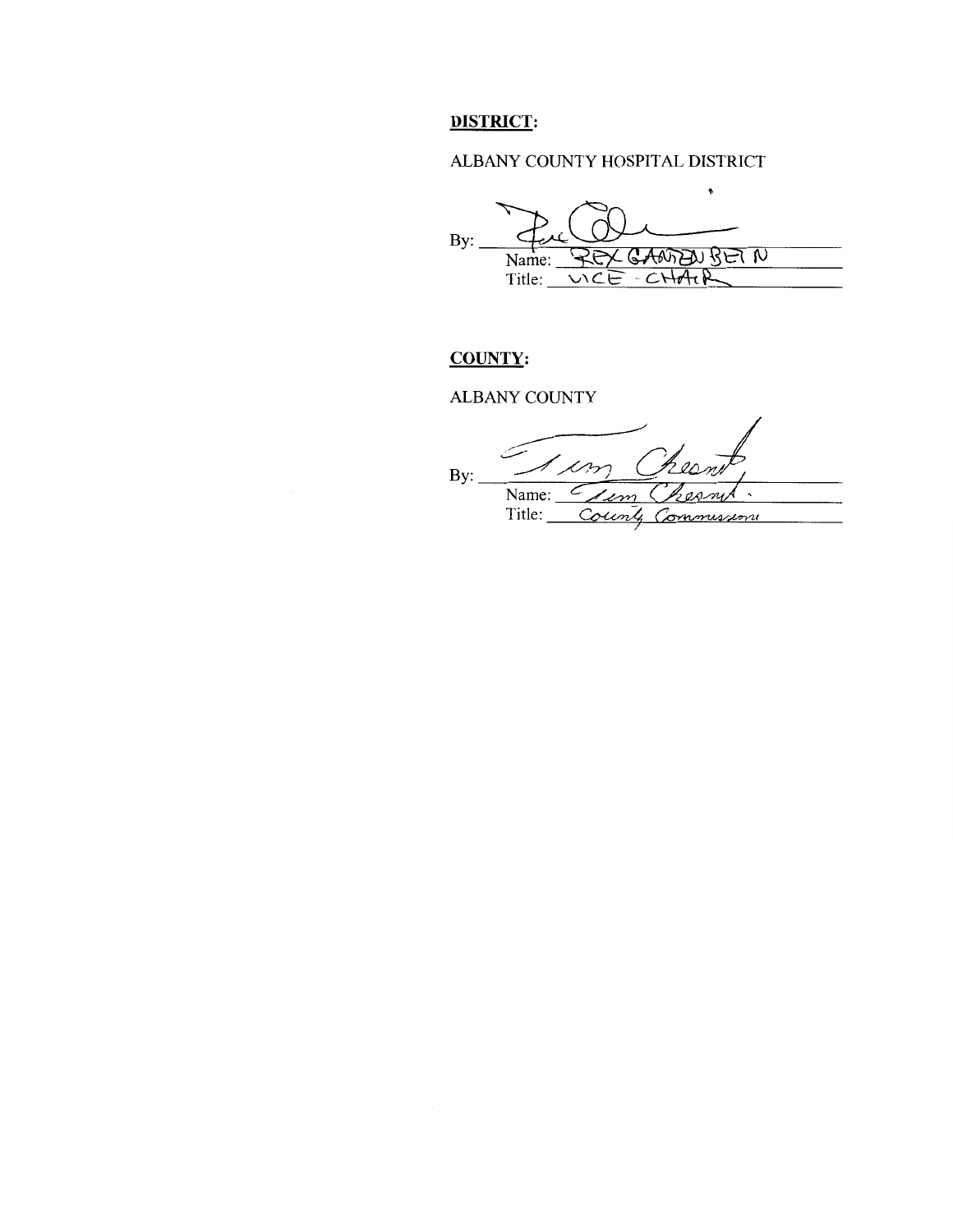**DISTRICT:**

ALBANY COUNTY HOSPITAL DISTRICT

By: ______________________
Name: REX GANTENBEIN
Title: VICE - CHAIR

**COUNTY:**

ALBANY COUNTY

By: ______________________
Name: Tim Chesnut
Title: County Commissioner